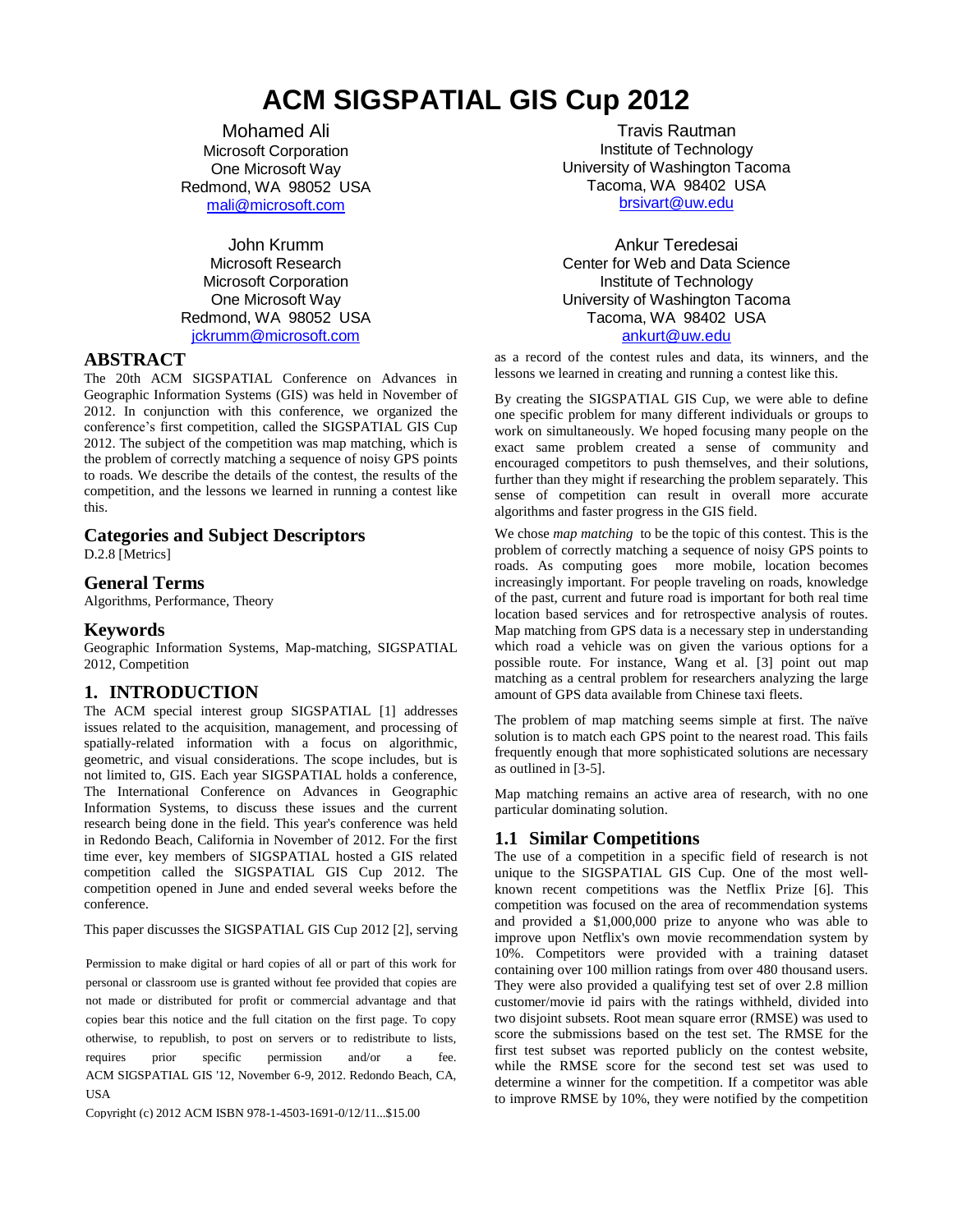# ACM SIGSPATIAL GIS Cup 2012

Mohamed Ali
Microsoft Corporation
One Microsoft Way
Redmond, WA 98052 USA
mali@microsoft.com

Travis Rautman
Institute of Technology
University of Washington Tacoma
Tacoma, WA 98402 USA
brsivart@uw.edu

John Krumm
Microsoft Research
Microsoft Corporation
One Microsoft Way
Redmond, WA 98052 USA
jckrumm@microsoft.com

Ankur Teredesai
Center for Web and Data Science
Institute of Technology
University of Washington Tacoma
Tacoma, WA 98402 USA
ankurt@uw.edu

## ABSTRACT

The 20th ACM SIGSPATIAL Conference on Advances in Geographic Information Systems (GIS) was held in November of 2012. In conjunction with this conference, we organized the conference's first competition, called the SIGSPATIAL GIS Cup 2012. The subject of the competition was map matching, which is the problem of correctly matching a sequence of noisy GPS points to roads. We describe the details of the contest, the results of the competition, and the lessons we learned in running a contest like this.

## Categories and Subject Descriptors

D.2.8 [Metrics]

## General Terms

Algorithms, Performance, Theory

## Keywords

Geographic Information Systems, Map-matching, SIGSPATIAL 2012, Competition

## 1. INTRODUCTION

The ACM special interest group SIGSPATIAL [1] addresses issues related to the acquisition, management, and processing of spatially-related information with a focus on algorithmic, geometric, and visual considerations. The scope includes, but is not limited to, GIS. Each year SIGSPATIAL holds a conference, The International Conference on Advances in Geographic Information Systems, to discuss these issues and the current research being done in the field. This year's conference was held in Redondo Beach, California in November of 2012. For the first time ever, key members of SIGSPATIAL hosted a GIS related competition called the SIGSPATIAL GIS Cup 2012. The competition opened in June and ended several weeks before the conference.

This paper discusses the SIGSPATIAL GIS Cup 2012 [2], serving as a record of the contest rules and data, its winners, and the lessons we learned in creating and running a contest like this.

By creating the SIGSPATIAL GIS Cup, we were able to define one specific problem for many different individuals or groups to work on simultaneously. We hoped focusing many people on the exact same problem created a sense of community and encouraged competitors to push themselves, and their solutions, further than they might if researching the problem separately. This sense of competition can result in overall more accurate algorithms and faster progress in the GIS field.

We chose *map matching* to be the topic of this contest. This is the problem of correctly matching a sequence of noisy GPS points to roads. As computing goes more mobile, location becomes increasingly important. For people traveling on roads, knowledge of the past, current and future road is important for both real time location based services and for retrospective analysis of routes. Map matching from GPS data is a necessary step in understanding which road a vehicle was on given the various options for a possible route. For instance, Wang et al. [3] point out map matching as a central problem for researchers analyzing the large amount of GPS data available from Chinese taxi fleets.

The problem of map matching seems simple at first. The naïve solution is to match each GPS point to the nearest road. This fails frequently enough that more sophisticated solutions are necessary as outlined in [3-5].

Map matching remains an active area of research, with no one particular dominating solution.

### 1.1 Similar Competitions

The use of a competition in a specific field of research is not unique to the SIGSPATIAL GIS Cup. One of the most well-known recent competitions was the Netflix Prize [6]. This competition was focused on the area of recommendation systems and provided a $1,000,000 prize to anyone who was able to improve upon Netflix's own movie recommendation system by 10%. Competitors were provided with a training dataset containing over 100 million ratings from over 480 thousand users. They were also provided a qualifying test set of over 2.8 million customer/movie id pairs with the ratings withheld, divided into two disjoint subsets. Root mean square error (RMSE) was used to score the submissions based on the test set. The RMSE for the first test subset was reported publicly on the contest website, while the RMSE score for the second test set was used to determine a winner for the competition. If a competitor was able to improve RMSE by 10%, they were notified by the competition

Permission to make digital or hard copies of all or part of this work for personal or classroom use is granted without fee provided that copies are not made or distributed for profit or commercial advantage and that copies bear this notice and the full citation on the first page. To copy otherwise, to republish, to post on servers or to redistribute to lists, requires prior specific permission and/or a fee.
ACM SIGSPATIAL GIS '12, November 6-9, 2012. Redondo Beach, CA, USA

Copyright (c) 2012 ACM ISBN 978-1-4503-1691-0/12/11...$15.00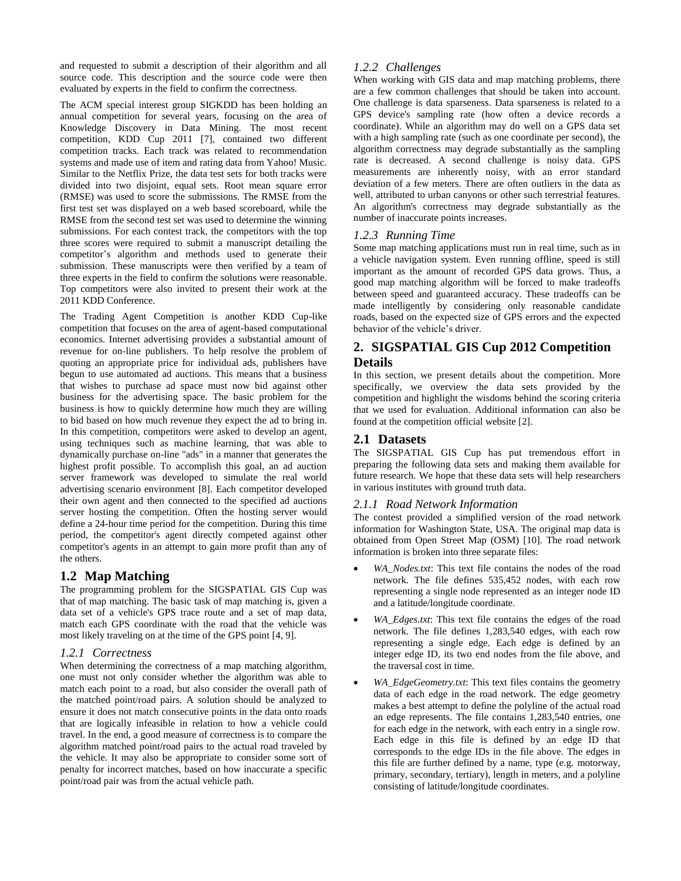and requested to submit a description of their algorithm and all source code. This description and the source code were then evaluated by experts in the field to confirm the correctness.

The ACM special interest group SIGKDD has been holding an annual competition for several years, focusing on the area of Knowledge Discovery in Data Mining. The most recent competition, KDD Cup 2011 [7], contained two different competition tracks. Each track was related to recommendation systems and made use of item and rating data from Yahoo! Music. Similar to the Netflix Prize, the data test sets for both tracks were divided into two disjoint, equal sets. Root mean square error (RMSE) was used to score the submissions. The RMSE from the first test set was displayed on a web based scoreboard, while the RMSE from the second test set was used to determine the winning submissions. For each contest track, the competitors with the top three scores were required to submit a manuscript detailing the competitor's algorithm and methods used to generate their submission. These manuscripts were then verified by a team of three experts in the field to confirm the solutions were reasonable. Top competitors were also invited to present their work at the 2011 KDD Conference.

The Trading Agent Competition is another KDD Cup-like competition that focuses on the area of agent-based computational economics. Internet advertising provides a substantial amount of revenue for on-line publishers. To help resolve the problem of quoting an appropriate price for individual ads, publishers have begun to use automated ad auctions. This means that a business that wishes to purchase ad space must now bid against other business for the advertising space. The basic problem for the business is how to quickly determine how much they are willing to bid based on how much revenue they expect the ad to bring in. In this competition, competitors were asked to develop an agent, using techniques such as machine learning, that was able to dynamically purchase on-line "ads" in a manner that generates the highest profit possible. To accomplish this goal, an ad auction server framework was developed to simulate the real world advertising scenario environment [8]. Each competitor developed their own agent and then connected to the specified ad auctions server hosting the competition. Often the hosting server would define a 24-hour time period for the competition. During this time period, the competitor's agent directly competed against other competitor's agents in an attempt to gain more profit than any of the others.

## 1.2 Map Matching

The programming problem for the SIGSPATIAL GIS Cup was that of map matching. The basic task of map matching is, given a data set of a vehicle's GPS trace route and a set of map data, match each GPS coordinate with the road that the vehicle was most likely traveling on at the time of the GPS point [4, 9].

### *1.2.1 Correctness*

When determining the correctness of a map matching algorithm, one must not only consider whether the algorithm was able to match each point to a road, but also consider the overall path of the matched point/road pairs. A solution should be analyzed to ensure it does not match consecutive points in the data onto roads that are logically infeasible in relation to how a vehicle could travel. In the end, a good measure of correctness is to compare the algorithm matched point/road pairs to the actual road traveled by the vehicle. It may also be appropriate to consider some sort of penalty for incorrect matches, based on how inaccurate a specific point/road pair was from the actual vehicle path.

### *1.2.2 Challenges*

When working with GIS data and map matching problems, there are a few common challenges that should be taken into account. One challenge is data sparseness. Data sparseness is related to a GPS device's sampling rate (how often a device records a coordinate). While an algorithm may do well on a GPS data set with a high sampling rate (such as one coordinate per second), the algorithm correctness may degrade substantially as the sampling rate is decreased. A second challenge is noisy data. GPS measurements are inherently noisy, with an error standard deviation of a few meters. There are often outliers in the data as well, attributed to urban canyons or other such terrestrial features. An algorithm's correctness may degrade substantially as the number of inaccurate points increases.

### *1.2.3 Running Time*

Some map matching applications must run in real time, such as in a vehicle navigation system. Even running offline, speed is still important as the amount of recorded GPS data grows. Thus, a good map matching algorithm will be forced to make tradeoffs between speed and guaranteed accuracy. These tradeoffs can be made intelligently by considering only reasonable candidate roads, based on the expected size of GPS errors and the expected behavior of the vehicle's driver.

# 2. SIGSPATIAL GIS Cup 2012 Competition Details

In this section, we present details about the competition. More specifically, we overview the data sets provided by the competition and highlight the wisdoms behind the scoring criteria that we used for evaluation. Additional information can also be found at the competition official website [2].

## 2.1 Datasets

The SIGSPATIAL GIS Cup has put tremendous effort in preparing the following data sets and making them available for future research. We hope that these data sets will help researchers in various institutes with ground truth data.

### *2.1.1 Road Network Information*

The contest provided a simplified version of the road network information for Washington State, USA. The original map data is obtained from Open Street Map (OSM) [10]. The road network information is broken into three separate files:

- *WA_Nodes.txt*: This text file contains the nodes of the road network. The file defines 535,452 nodes, with each row representing a single node represented as an integer node ID and a latitude/longitude coordinate.
- *WA_Edges.txt*: This text file contains the edges of the road network. The file defines 1,283,540 edges, with each row representing a single edge. Each edge is defined by an integer edge ID, its two end nodes from the file above, and the traversal cost in time.
- *WA_EdgeGeometry.txt*: This text files contains the geometry data of each edge in the road network. The edge geometry makes a best attempt to define the polyline of the actual road an edge represents. The file contains 1,283,540 entries, one for each edge in the network, with each entry in a single row. Each edge in this file is defined by an edge ID that corresponds to the edge IDs in the file above. The edges in this file are further defined by a name, type (e.g. motorway, primary, secondary, tertiary), length in meters, and a polyline consisting of latitude/longitude coordinates.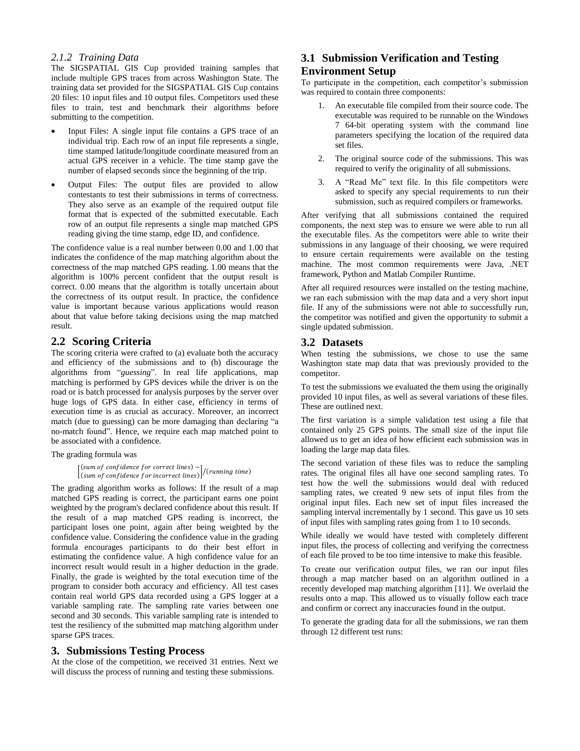### 2.1.2 Training Data

The SIGSPATIAL GIS Cup provided training samples that include multiple GPS traces from across Washington State. The training data set provided for the SIGSPATIAL GIS Cup contains 20 files: 10 input files and 10 output files. Competitors used these files to train, test and benchmark their algorithms before submitting to the competition.

- Input Files: A single input file contains a GPS trace of an individual trip. Each row of an input file represents a single, time stamped latitude/longitude coordinate measured from an actual GPS receiver in a vehicle. The time stamp gave the number of elapsed seconds since the beginning of the trip.
- Output Files: The output files are provided to allow contestants to test their submissions in terms of correctness. They also serve as an example of the required output file format that is expected of the submitted executable. Each row of an output file represents a single map matched GPS reading giving the time stamp, edge ID, and confidence.

The confidence value is a real number between 0.00 and 1.00 that indicates the confidence of the map matching algorithm about the correctness of the map matched GPS reading. 1.00 means that the algorithm is 100% percent confident that the output result is correct. 0.00 means that the algorithm is totally uncertain about the correctness of its output result. In practice, the confidence value is important because various applications would reason about that value before taking decisions using the map matched result.

## 2.2 Scoring Criteria

The scoring criteria were crafted to (a) evaluate both the accuracy and efficiency of the submissions and to (b) discourage the algorithms from "*guessing*". In real life applications, map matching is performed by GPS devices while the driver is on the road or is batch processed for analysis purposes by the server over huge logs of GPS data. In either case, efficiency in terms of execution time is as crucial as accuracy. Moreover, an incorrect match (due to guessing) can be more damaging than declaring "a no-match found". Hence, we require each map matched point to be associated with a confidence.

The grading formula was

$$\left[\begin{matrix}(sum\ of\ confidence\ for\ correct\ lines) - \\ (sum\ of\ confidence\ for\ incorrect\ lines)\end{matrix}\right] / (running\ time)$$

The grading algorithm works as follows: If the result of a map matched GPS reading is correct, the participant earns one point weighted by the program's declared confidence about this result. If the result of a map matched GPS reading is incorrect, the participant loses one point, again after being weighted by the confidence value. Considering the confidence value in the grading formula encourages participants to do their best effort in estimating the confidence value. A high confidence value for an incorrect result would result in a higher deduction in the grade. Finally, the grade is weighted by the total execution time of the program to consider both accuracy and efficiency. All test cases contain real world GPS data recorded using a GPS logger at a variable sampling rate. The sampling rate varies between one second and 30 seconds. This variable sampling rate is intended to test the resiliency of the submitted map matching algorithm under sparse GPS traces.

# 3. Submissions Testing Process

At the close of the competition, we received 31 entries. Next we will discuss the process of running and testing these submissions.

## 3.1 Submission Verification and Testing Environment Setup

To participate in the competition, each competitor's submission was required to contain three components:

1. An executable file compiled from their source code. The executable was required to be runnable on the Windows 7 64-bit operating system with the command line parameters specifying the location of the required data set files.
2. The original source code of the submissions. This was required to verify the originality of all submissions.
3. A "Read Me" text file. In this file competitors were asked to specify any special requirements to run their submission, such as required compilers or frameworks.

After verifying that all submissions contained the required components, the next step was to ensure we were able to run all the executable files. As the competitors were able to write their submissions in any language of their choosing, we were required to ensure certain requirements were available on the testing machine. The most common requirements were Java, .NET framework, Python and Matlab Compiler Runtime.

After all required resources were installed on the testing machine, we ran each submission with the map data and a very short input file. If any of the submissions were not able to successfully run, the competitor was notified and given the opportunity to submit a single updated submission.

## 3.2 Datasets

When testing the submissions, we chose to use the same Washington state map data that was previously provided to the competitor.

To test the submissions we evaluated the them using the originally provided 10 input files, as well as several variations of these files. These are outlined next.

The first variation is a simple validation test using a file that contained only 25 GPS points. The small size of the input file allowed us to get an idea of how efficient each submission was in loading the large map data files.

The second variation of these files was to reduce the sampling rates. The original files all have one second sampling rates. To test how the well the submissions would deal with reduced sampling rates, we created 9 new sets of input files from the original input files. Each new set of input files increased the sampling interval incrementally by 1 second. This gave us 10 sets of input files with sampling rates going from 1 to 10 seconds.

While ideally we would have tested with completely different input files, the process of collecting and verifying the correctness of each file proved to be too time intensive to make this feasible.

To create our verification output files, we ran our input files through a map matcher based on an algorithm outlined in a recently developed map matching algorithm [11]. We overlaid the results onto a map. This allowed us to visually follow each trace and confirm or correct any inaccuracies found in the output.

To generate the grading data for all the submissions, we ran them through 12 different test runs: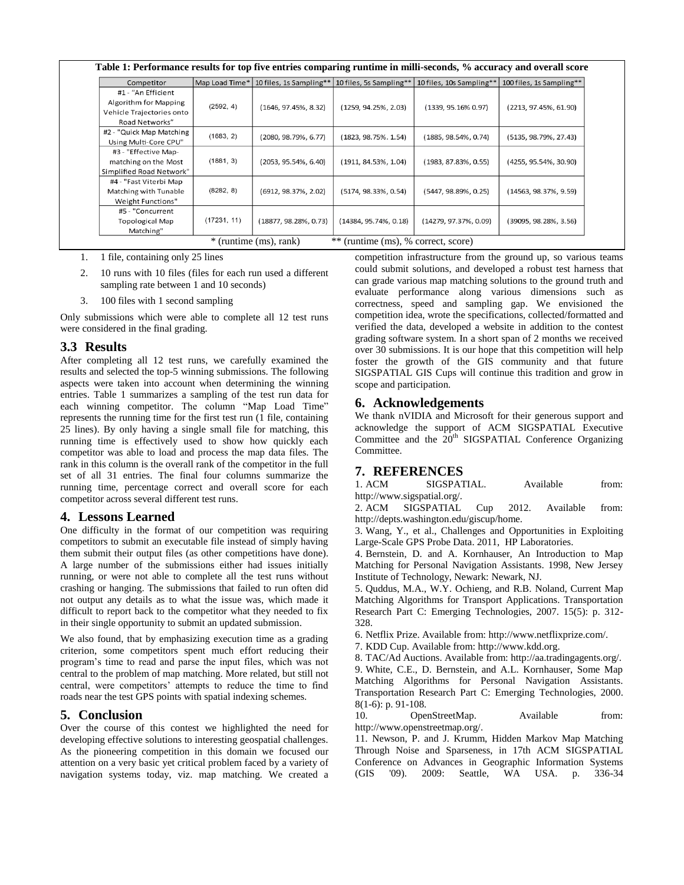**Table 1: Performance results for top five entries comparing runtime in milli-seconds, % accuracy and overall score**

| Competitor | Map Load Time* | 10 files, 1s Sampling** | 10 files, 5s Sampling** | 10 files, 10s Sampling** | 100 files, 1s Sampling** |
|---|---|---|---|---|---|
| #1 - "An Efficient Algorithm for Mapping Vehicle Trajectories onto Road Networks" | (2592, 4) | (1646, 97.45%, 8.32) | (1259, 94.25%, 2.03) | (1339, 95.16% 0.97) | (2213, 97.45%, 61.90) |
| #2 - "Quick Map Matching Using Multi-Core CPU" | (1683, 2) | (2080, 98.79%, 6.77) | (1823, 98.75%. 1.54) | (1885, 98.54%, 0.74) | (5135, 98.79%, 27.43) |
| #3 - "Effective Map-matching on the Most Simplified Road Network" | (1881, 3) | (2053, 95.54%, 6.40) | (1911, 84.53%, 1.04) | (1983, 87.83%, 0.55) | (4255, 95.54%, 30.90) |
| #4 - "Fast Viterbi Map Matching with Tunable Weight Functions" | (8282, 8) | (6912, 98.37%, 2.02) | (5174, 98.33%, 0.54) | (5447, 98.89%, 0.25) | (14563, 98.37%, 9.59) |
| #5 - "Concurrent Topological Map Matching" | (17231, 11) | (18877, 98.28%, 0.73) | (14384, 95.74%, 0.18) | (14279, 97.37%, 0.09) | (39095, 98.28%, 3.56) |

\* (runtime (ms), rank) ** (runtime (ms), % correct, score)

1. 1 file, containing only 25 lines
2. 10 runs with 10 files (files for each run used a different sampling rate between 1 and 10 seconds)
3. 100 files with 1 second sampling

Only submissions which were able to complete all 12 test runs were considered in the final grading.

### 3.3 Results

After completing all 12 test runs, we carefully examined the results and selected the top-5 winning submissions. The following aspects were taken into account when determining the winning entries. Table 1 summarizes a sampling of the test run data for each winning competitor. The column "Map Load Time" represents the running time for the first test run (1 file, containing 25 lines). By only having a single small file for matching, this running time is effectively used to show how quickly each competitor was able to load and process the map data files. The rank in this column is the overall rank of the competitor in the full set of all 31 entries. The final four columns summarize the running time, percentage correct and overall score for each competitor across several different test runs.

## 4. Lessons Learned

One difficulty in the format of our competition was requiring competitors to submit an executable file instead of simply having them submit their output files (as other competitions have done). A large number of the submissions either had issues initially running, or were not able to complete all the test runs without crashing or hanging. The submissions that failed to run often did not output any details as to what the issue was, which made it difficult to report back to the competitor what they needed to fix in their single opportunity to submit an updated submission.

We also found, that by emphasizing execution time as a grading criterion, some competitors spent much effort reducing their program's time to read and parse the input files, which was not central to the problem of map matching. More related, but still not central, were competitors' attempts to reduce the time to find roads near the test GPS points with spatial indexing schemes.

## 5. Conclusion

Over the course of this contest we highlighted the need for developing effective solutions to interesting geospatial challenges. As the pioneering competition in this domain we focused our attention on a very basic yet critical problem faced by a variety of navigation systems today, viz. map matching. We created a competition infrastructure from the ground up, so various teams could submit solutions, and developed a robust test harness that can grade various map matching solutions to the ground truth and evaluate performance along various dimensions such as correctness, speed and sampling gap. We envisioned the competition idea, wrote the specifications, collected/formatted and verified the data, developed a website in addition to the contest grading software system. In a short span of 2 months we received over 30 submissions. It is our hope that this competition will help foster the growth of the GIS community and that future SIGSPATIAL GIS Cups will continue this tradition and grow in scope and participation.

## 6. Acknowledgements

We thank nVIDIA and Microsoft for their generous support and acknowledge the support of ACM SIGSPATIAL Executive Committee and the 20th SIGSPATIAL Conference Organizing Committee.

## 7. REFERENCES

1. ACM SIGSPATIAL. Available from: http://www.sigspatial.org/.
2. ACM SIGSPATIAL Cup 2012. Available from: http://depts.washington.edu/giscup/home.
3. Wang, Y., et al., Challenges and Opportunities in Exploiting Large-Scale GPS Probe Data. 2011, HP Laboratories.
4. Bernstein, D. and A. Kornhauser, An Introduction to Map Matching for Personal Navigation Assistants. 1998, New Jersey Institute of Technology, Newark: Newark, NJ.
5. Quddus, M.A., W.Y. Ochieng, and R.B. Noland, Current Map Matching Algorithms for Transport Applications. Transportation Research Part C: Emerging Technologies, 2007. 15(5): p. 312-328.
6. Netflix Prize. Available from: http://www.netflixprize.com/.
7. KDD Cup. Available from: http://www.kdd.org.
8. TAC/Ad Auctions. Available from: http://aa.tradingagents.org/.
9. White, C.E., D. Bernstein, and A.L. Kornhauser, Some Map Matching Algorithms for Personal Navigation Assistants. Transportation Research Part C: Emerging Technologies, 2000. 8(1-6): p. 91-108.
10. OpenStreetMap. Available from: http://www.openstreetmap.org/.
11. Newson, P. and J. Krumm, Hidden Markov Map Matching Through Noise and Sparseness, in 17th ACM SIGSPATIAL Conference on Advances in Geographic Information Systems (GIS '09). 2009: Seattle, WA USA. p. 336-34